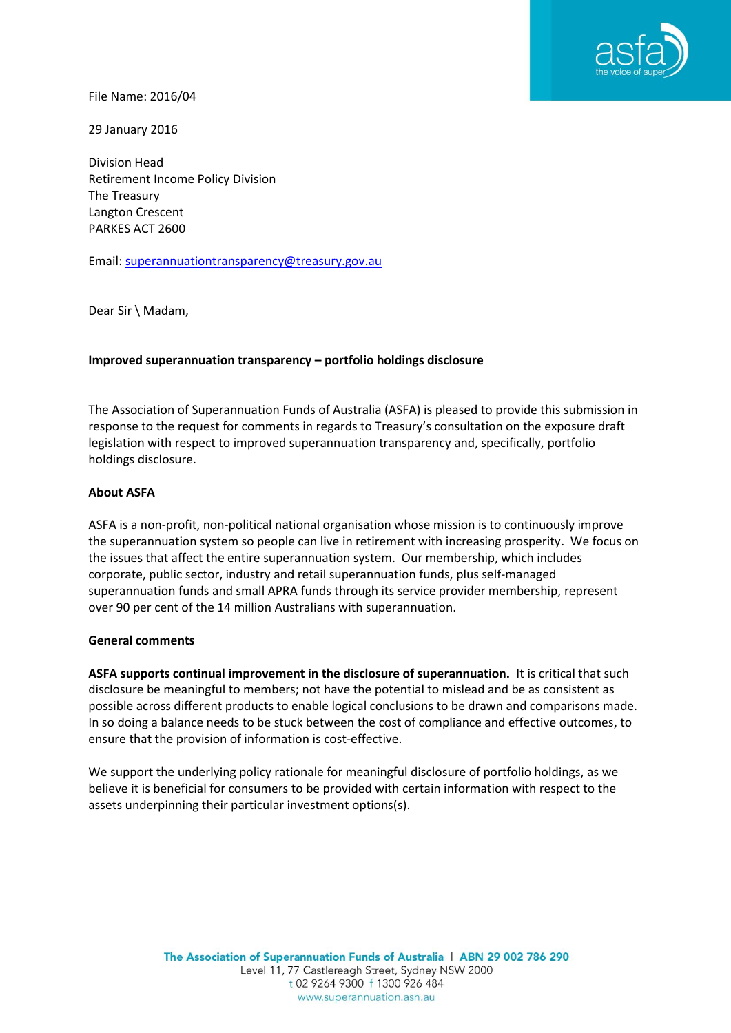File Name: 2016/04

29 January 2016

Division Head
Retirement Income Policy Division
The Treasury
Langton Crescent
PARKES ACT 2600

Email: superannuationtransparency@treasury.gov.au

Dear Sir \ Madam,

**Improved superannuation transparency – portfolio holdings disclosure**

The Association of Superannuation Funds of Australia (ASFA) is pleased to provide this submission in response to the request for comments in regards to Treasury's consultation on the exposure draft legislation with respect to improved superannuation transparency and, specifically, portfolio holdings disclosure.

**About ASFA**

ASFA is a non-profit, non-political national organisation whose mission is to continuously improve the superannuation system so people can live in retirement with increasing prosperity. We focus on the issues that affect the entire superannuation system. Our membership, which includes corporate, public sector, industry and retail superannuation funds, plus self-managed superannuation funds and small APRA funds through its service provider membership, represent over 90 per cent of the 14 million Australians with superannuation.

**General comments**

**ASFA supports continual improvement in the disclosure of superannuation.** It is critical that such disclosure be meaningful to members; not have the potential to mislead and be as consistent as possible across different products to enable logical conclusions to be drawn and comparisons made. In so doing a balance needs to be stuck between the cost of compliance and effective outcomes, to ensure that the provision of information is cost-effective.

We support the underlying policy rationale for meaningful disclosure of portfolio holdings, as we believe it is beneficial for consumers to be provided with certain information with respect to the assets underpinning their particular investment options(s).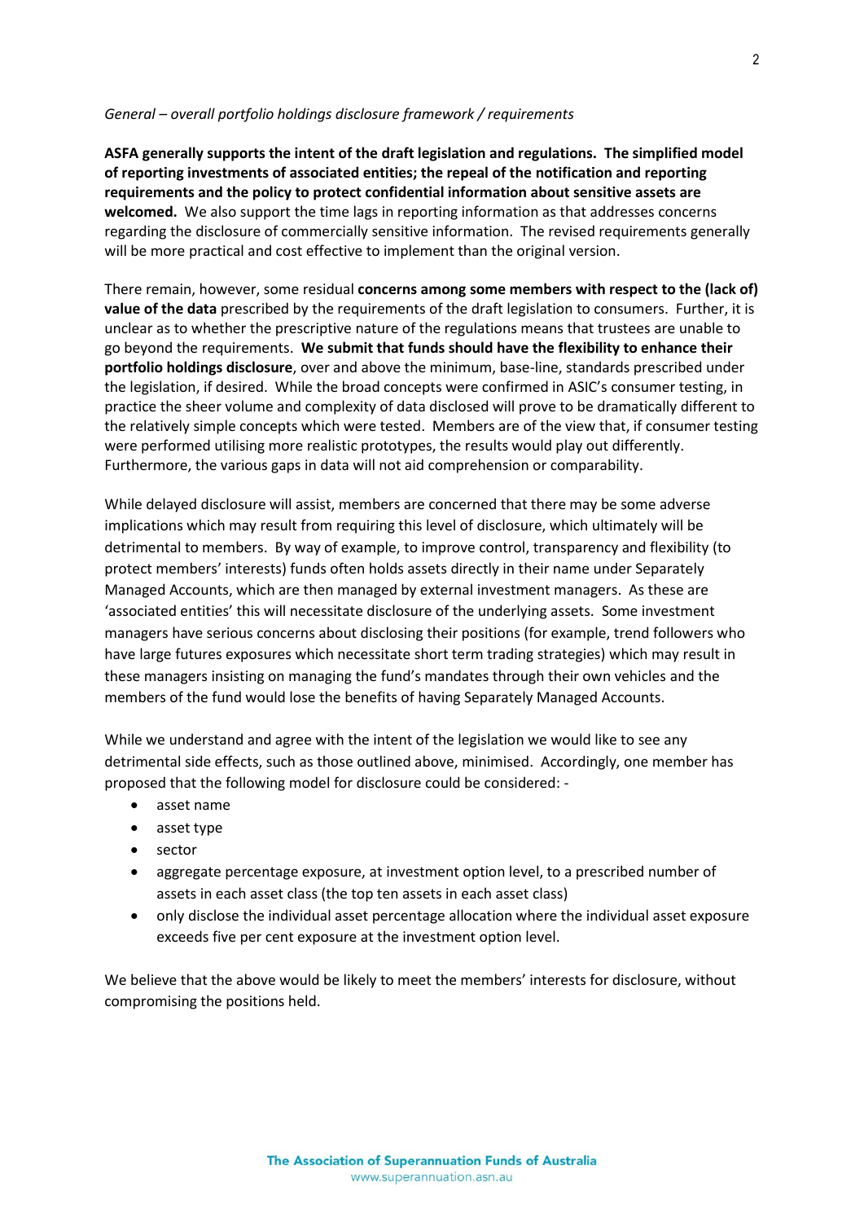*General – overall portfolio holdings disclosure framework / requirements*

**ASFA generally supports the intent of the draft legislation and regulations. The simplified model of reporting investments of associated entities; the repeal of the notification and reporting requirements and the policy to protect confidential information about sensitive assets are welcomed.** We also support the time lags in reporting information as that addresses concerns regarding the disclosure of commercially sensitive information. The revised requirements generally will be more practical and cost effective to implement than the original version.

There remain, however, some residual **concerns among some members with respect to the (lack of) value of the data** prescribed by the requirements of the draft legislation to consumers. Further, it is unclear as to whether the prescriptive nature of the regulations means that trustees are unable to go beyond the requirements. **We submit that funds should have the flexibility to enhance their portfolio holdings disclosure**, over and above the minimum, base-line, standards prescribed under the legislation, if desired. While the broad concepts were confirmed in ASIC's consumer testing, in practice the sheer volume and complexity of data disclosed will prove to be dramatically different to the relatively simple concepts which were tested. Members are of the view that, if consumer testing were performed utilising more realistic prototypes, the results would play out differently. Furthermore, the various gaps in data will not aid comprehension or comparability.

While delayed disclosure will assist, members are concerned that there may be some adverse implications which may result from requiring this level of disclosure, which ultimately will be detrimental to members. By way of example, to improve control, transparency and flexibility (to protect members' interests) funds often holds assets directly in their name under Separately Managed Accounts, which are then managed by external investment managers. As these are 'associated entities' this will necessitate disclosure of the underlying assets. Some investment managers have serious concerns about disclosing their positions (for example, trend followers who have large futures exposures which necessitate short term trading strategies) which may result in these managers insisting on managing the fund's mandates through their own vehicles and the members of the fund would lose the benefits of having Separately Managed Accounts.

While we understand and agree with the intent of the legislation we would like to see any detrimental side effects, such as those outlined above, minimised. Accordingly, one member has proposed that the following model for disclosure could be considered: -

- asset name
- asset type
- sector
- aggregate percentage exposure, at investment option level, to a prescribed number of assets in each asset class (the top ten assets in each asset class)
- only disclose the individual asset percentage allocation where the individual asset exposure exceeds five per cent exposure at the investment option level.

We believe that the above would be likely to meet the members' interests for disclosure, without compromising the positions held.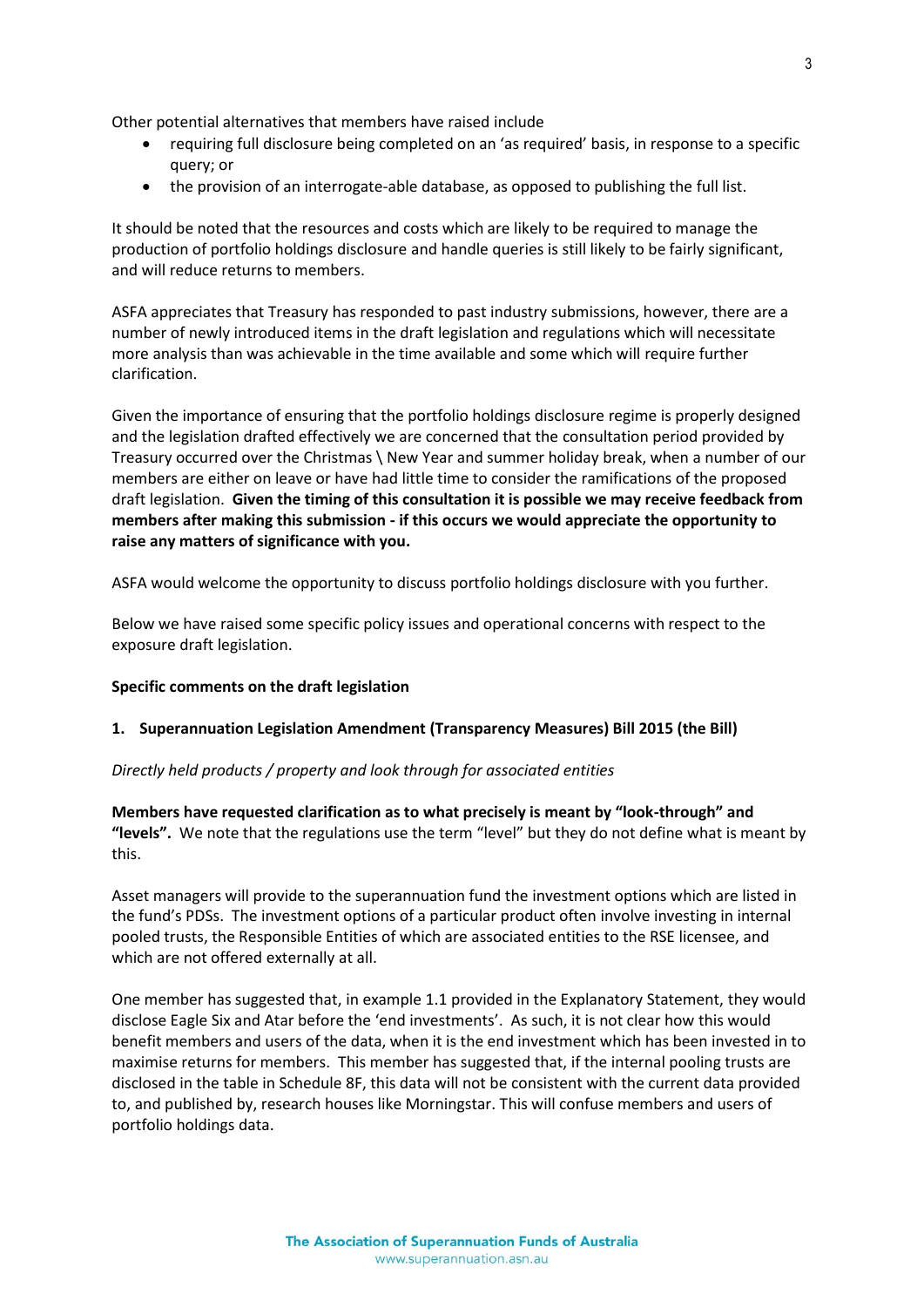Other potential alternatives that members have raised include

- requiring full disclosure being completed on an 'as required' basis, in response to a specific query; or
- the provision of an interrogate-able database, as opposed to publishing the full list.

It should be noted that the resources and costs which are likely to be required to manage the production of portfolio holdings disclosure and handle queries is still likely to be fairly significant, and will reduce returns to members.

ASFA appreciates that Treasury has responded to past industry submissions, however, there are a number of newly introduced items in the draft legislation and regulations which will necessitate more analysis than was achievable in the time available and some which will require further clarification.

Given the importance of ensuring that the portfolio holdings disclosure regime is properly designed and the legislation drafted effectively we are concerned that the consultation period provided by Treasury occurred over the Christmas \ New Year and summer holiday break, when a number of our members are either on leave or have had little time to consider the ramifications of the proposed draft legislation. **Given the timing of this consultation it is possible we may receive feedback from members after making this submission - if this occurs we would appreciate the opportunity to raise any matters of significance with you.**

ASFA would welcome the opportunity to discuss portfolio holdings disclosure with you further.

Below we have raised some specific policy issues and operational concerns with respect to the exposure draft legislation.

**Specific comments on the draft legislation**

**1. Superannuation Legislation Amendment (Transparency Measures) Bill 2015 (the Bill)**

*Directly held products / property and look through for associated entities*

**Members have requested clarification as to what precisely is meant by "look-through" and "levels".** We note that the regulations use the term "level" but they do not define what is meant by this.

Asset managers will provide to the superannuation fund the investment options which are listed in the fund's PDSs. The investment options of a particular product often involve investing in internal pooled trusts, the Responsible Entities of which are associated entities to the RSE licensee, and which are not offered externally at all.

One member has suggested that, in example 1.1 provided in the Explanatory Statement, they would disclose Eagle Six and Atar before the 'end investments'. As such, it is not clear how this would benefit members and users of the data, when it is the end investment which has been invested in to maximise returns for members. This member has suggested that, if the internal pooling trusts are disclosed in the table in Schedule 8F, this data will not be consistent with the current data provided to, and published by, research houses like Morningstar. This will confuse members and users of portfolio holdings data.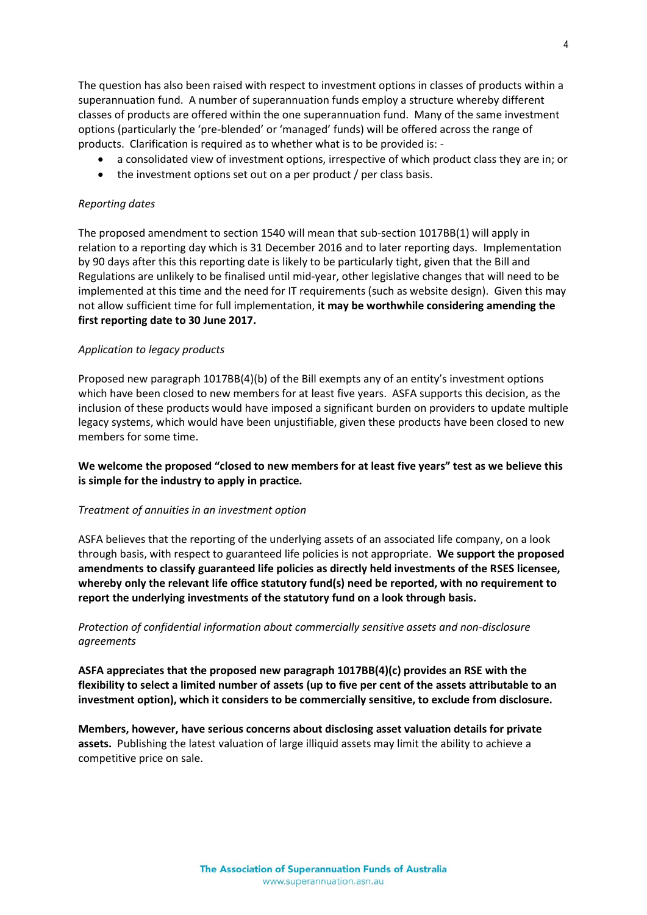The question has also been raised with respect to investment options in classes of products within a superannuation fund. A number of superannuation funds employ a structure whereby different classes of products are offered within the one superannuation fund. Many of the same investment options (particularly the 'pre-blended' or 'managed' funds) will be offered across the range of products. Clarification is required as to whether what is to be provided is: -

- a consolidated view of investment options, irrespective of which product class they are in; or
- the investment options set out on a per product / per class basis.

*Reporting dates*

The proposed amendment to section 1540 will mean that sub-section 1017BB(1) will apply in relation to a reporting day which is 31 December 2016 and to later reporting days. Implementation by 90 days after this this reporting date is likely to be particularly tight, given that the Bill and Regulations are unlikely to be finalised until mid-year, other legislative changes that will need to be implemented at this time and the need for IT requirements (such as website design). Given this may not allow sufficient time for full implementation, **it may be worthwhile considering amending the first reporting date to 30 June 2017.**

*Application to legacy products*

Proposed new paragraph 1017BB(4)(b) of the Bill exempts any of an entity's investment options which have been closed to new members for at least five years. ASFA supports this decision, as the inclusion of these products would have imposed a significant burden on providers to update multiple legacy systems, which would have been unjustifiable, given these products have been closed to new members for some time.

**We welcome the proposed "closed to new members for at least five years" test as we believe this is simple for the industry to apply in practice.**

*Treatment of annuities in an investment option*

ASFA believes that the reporting of the underlying assets of an associated life company, on a look through basis, with respect to guaranteed life policies is not appropriate. **We support the proposed amendments to classify guaranteed life policies as directly held investments of the RSES licensee, whereby only the relevant life office statutory fund(s) need be reported, with no requirement to report the underlying investments of the statutory fund on a look through basis.**

*Protection of confidential information about commercially sensitive assets and non-disclosure agreements*

**ASFA appreciates that the proposed new paragraph 1017BB(4)(c) provides an RSE with the flexibility to select a limited number of assets (up to five per cent of the assets attributable to an investment option), which it considers to be commercially sensitive, to exclude from disclosure.**

**Members, however, have serious concerns about disclosing asset valuation details for private assets.** Publishing the latest valuation of large illiquid assets may limit the ability to achieve a competitive price on sale.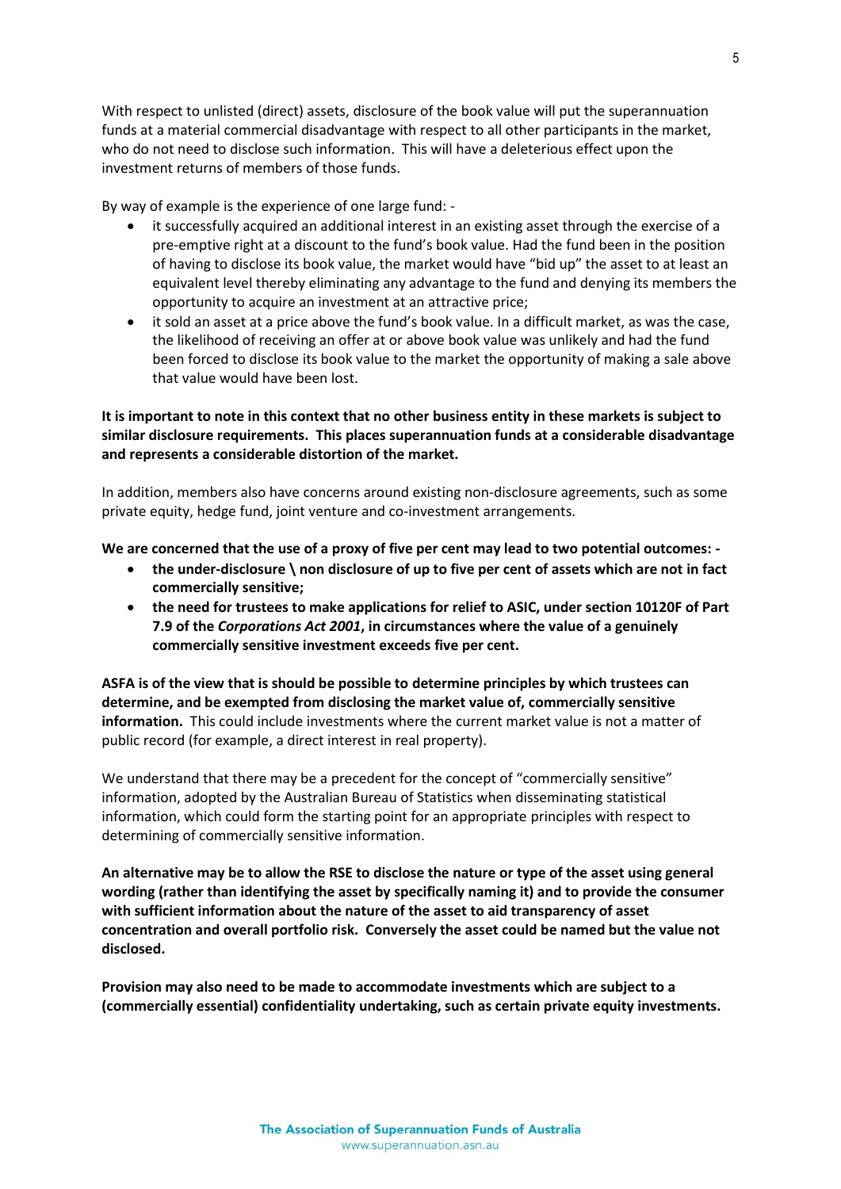With respect to unlisted (direct) assets, disclosure of the book value will put the superannuation funds at a material commercial disadvantage with respect to all other participants in the market, who do not need to disclose such information. This will have a deleterious effect upon the investment returns of members of those funds.

By way of example is the experience of one large fund: -

- it successfully acquired an additional interest in an existing asset through the exercise of a pre-emptive right at a discount to the fund's book value. Had the fund been in the position of having to disclose its book value, the market would have "bid up" the asset to at least an equivalent level thereby eliminating any advantage to the fund and denying its members the opportunity to acquire an investment at an attractive price;
- it sold an asset at a price above the fund's book value. In a difficult market, as was the case, the likelihood of receiving an offer at or above book value was unlikely and had the fund been forced to disclose its book value to the market the opportunity of making a sale above that value would have been lost.

**It is important to note in this context that no other business entity in these markets is subject to similar disclosure requirements. This places superannuation funds at a considerable disadvantage and represents a considerable distortion of the market.**

In addition, members also have concerns around existing non-disclosure agreements, such as some private equity, hedge fund, joint venture and co-investment arrangements.

**We are concerned that the use of a proxy of five per cent may lead to two potential outcomes: -**

- **the under-disclosure \ non disclosure of up to five per cent of assets which are not in fact commercially sensitive;**
- **the need for trustees to make applications for relief to ASIC, under section 10120F of Part 7.9 of the *Corporations Act 2001*, in circumstances where the value of a genuinely commercially sensitive investment exceeds five per cent.**

**ASFA is of the view that is should be possible to determine principles by which trustees can determine, and be exempted from disclosing the market value of, commercially sensitive information.** This could include investments where the current market value is not a matter of public record (for example, a direct interest in real property).

We understand that there may be a precedent for the concept of "commercially sensitive" information, adopted by the Australian Bureau of Statistics when disseminating statistical information, which could form the starting point for an appropriate principles with respect to determining of commercially sensitive information.

**An alternative may be to allow the RSE to disclose the nature or type of the asset using general wording (rather than identifying the asset by specifically naming it) and to provide the consumer with sufficient information about the nature of the asset to aid transparency of asset concentration and overall portfolio risk. Conversely the asset could be named but the value not disclosed.**

**Provision may also need to be made to accommodate investments which are subject to a (commercially essential) confidentiality undertaking, such as certain private equity investments.**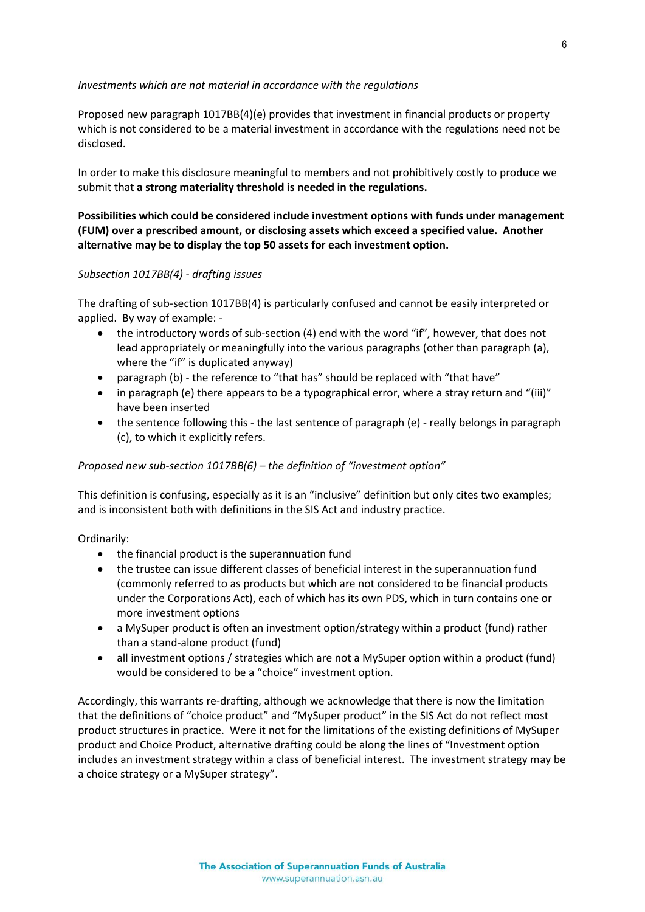*Investments which are not material in accordance with the regulations*

Proposed new paragraph 1017BB(4)(e) provides that investment in financial products or property which is not considered to be a material investment in accordance with the regulations need not be disclosed.

In order to make this disclosure meaningful to members and not prohibitively costly to produce we submit that **a strong materiality threshold is needed in the regulations.**

**Possibilities which could be considered include investment options with funds under management (FUM) over a prescribed amount, or disclosing assets which exceed a specified value. Another alternative may be to display the top 50 assets for each investment option.**

*Subsection 1017BB(4) - drafting issues*

The drafting of sub-section 1017BB(4) is particularly confused and cannot be easily interpreted or applied. By way of example: -

- the introductory words of sub-section (4) end with the word "if", however, that does not lead appropriately or meaningfully into the various paragraphs (other than paragraph (a), where the "if" is duplicated anyway)
- paragraph (b) - the reference to "that has" should be replaced with "that have"
- in paragraph (e) there appears to be a typographical error, where a stray return and "(iii)" have been inserted
- the sentence following this - the last sentence of paragraph (e) - really belongs in paragraph (c), to which it explicitly refers.

*Proposed new sub-section 1017BB(6) – the definition of "investment option"*

This definition is confusing, especially as it is an "inclusive" definition but only cites two examples; and is inconsistent both with definitions in the SIS Act and industry practice.

Ordinarily:

- the financial product is the superannuation fund
- the trustee can issue different classes of beneficial interest in the superannuation fund (commonly referred to as products but which are not considered to be financial products under the Corporations Act), each of which has its own PDS, which in turn contains one or more investment options
- a MySuper product is often an investment option/strategy within a product (fund) rather than a stand-alone product (fund)
- all investment options / strategies which are not a MySuper option within a product (fund) would be considered to be a "choice" investment option.

Accordingly, this warrants re-drafting, although we acknowledge that there is now the limitation that the definitions of "choice product" and "MySuper product" in the SIS Act do not reflect most product structures in practice. Were it not for the limitations of the existing definitions of MySuper product and Choice Product, alternative drafting could be along the lines of "Investment option includes an investment strategy within a class of beneficial interest. The investment strategy may be a choice strategy or a MySuper strategy".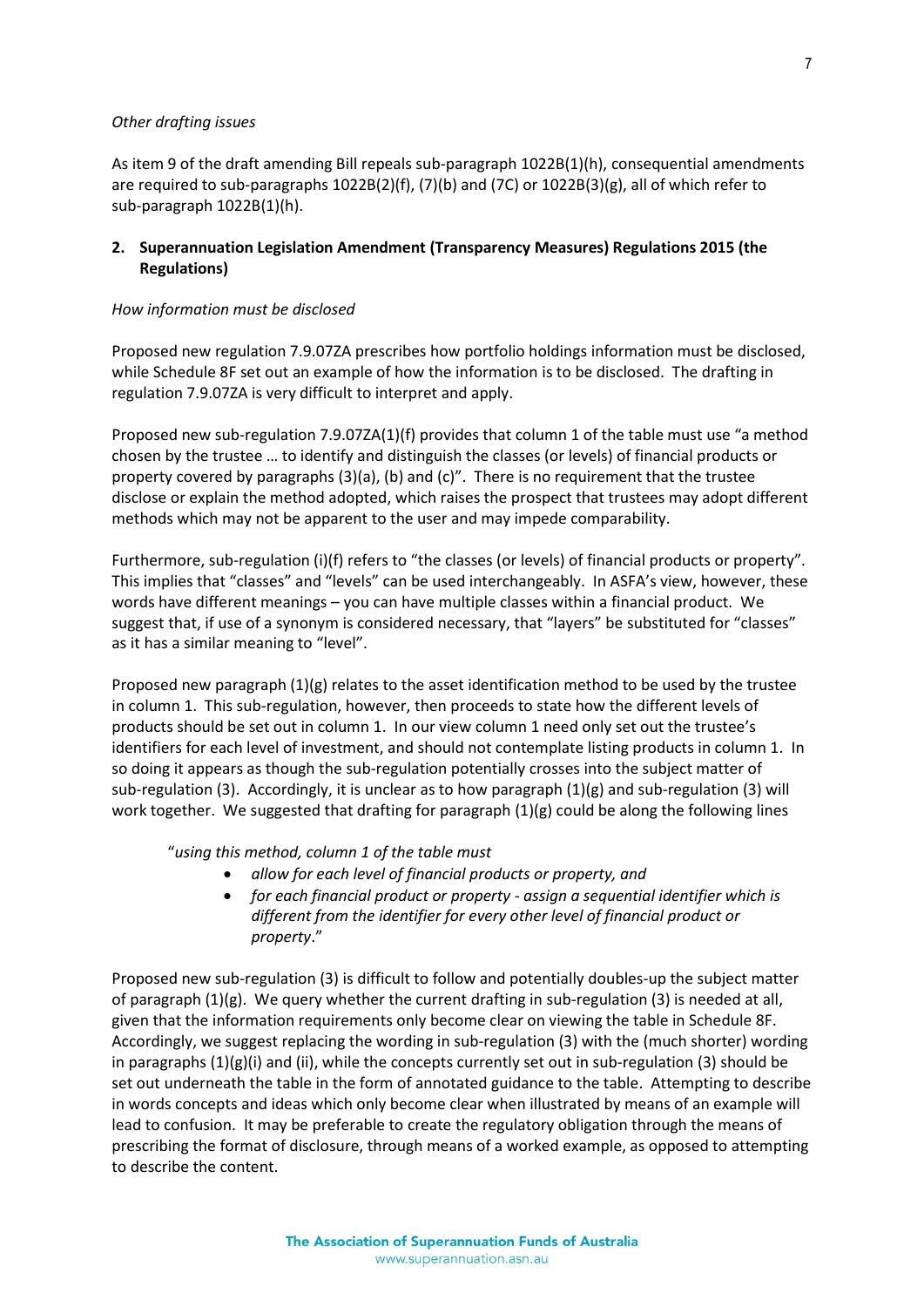*Other drafting issues*

As item 9 of the draft amending Bill repeals sub-paragraph 1022B(1)(h), consequential amendments are required to sub-paragraphs 1022B(2)(f), (7)(b) and (7C) or 1022B(3)(g), all of which refer to sub-paragraph 1022B(1)(h).

**2. Superannuation Legislation Amendment (Transparency Measures) Regulations 2015 (the Regulations)**

*How information must be disclosed*

Proposed new regulation 7.9.07ZA prescribes how portfolio holdings information must be disclosed, while Schedule 8F set out an example of how the information is to be disclosed. The drafting in regulation 7.9.07ZA is very difficult to interpret and apply.

Proposed new sub-regulation 7.9.07ZA(1)(f) provides that column 1 of the table must use "a method chosen by the trustee … to identify and distinguish the classes (or levels) of financial products or property covered by paragraphs (3)(a), (b) and (c)". There is no requirement that the trustee disclose or explain the method adopted, which raises the prospect that trustees may adopt different methods which may not be apparent to the user and may impede comparability.

Furthermore, sub-regulation (i)(f) refers to "the classes (or levels) of financial products or property". This implies that "classes" and "levels" can be used interchangeably. In ASFA's view, however, these words have different meanings – you can have multiple classes within a financial product. We suggest that, if use of a synonym is considered necessary, that "layers" be substituted for "classes" as it has a similar meaning to "level".

Proposed new paragraph (1)(g) relates to the asset identification method to be used by the trustee in column 1. This sub-regulation, however, then proceeds to state how the different levels of products should be set out in column 1. In our view column 1 need only set out the trustee's identifiers for each level of investment, and should not contemplate listing products in column 1. In so doing it appears as though the sub-regulation potentially crosses into the subject matter of sub-regulation (3). Accordingly, it is unclear as to how paragraph (1)(g) and sub-regulation (3) will work together. We suggested that drafting for paragraph (1)(g) could be along the following lines

"*using this method, column 1 of the table must*

- *allow for each level of financial products or property, and*
- *for each financial product or property - assign a sequential identifier which is different from the identifier for every other level of financial product or property*."

Proposed new sub-regulation (3) is difficult to follow and potentially doubles-up the subject matter of paragraph (1)(g). We query whether the current drafting in sub-regulation (3) is needed at all, given that the information requirements only become clear on viewing the table in Schedule 8F. Accordingly, we suggest replacing the wording in sub-regulation (3) with the (much shorter) wording in paragraphs (1)(g)(i) and (ii), while the concepts currently set out in sub-regulation (3) should be set out underneath the table in the form of annotated guidance to the table. Attempting to describe in words concepts and ideas which only become clear when illustrated by means of an example will lead to confusion. It may be preferable to create the regulatory obligation through the means of prescribing the format of disclosure, through means of a worked example, as opposed to attempting to describe the content.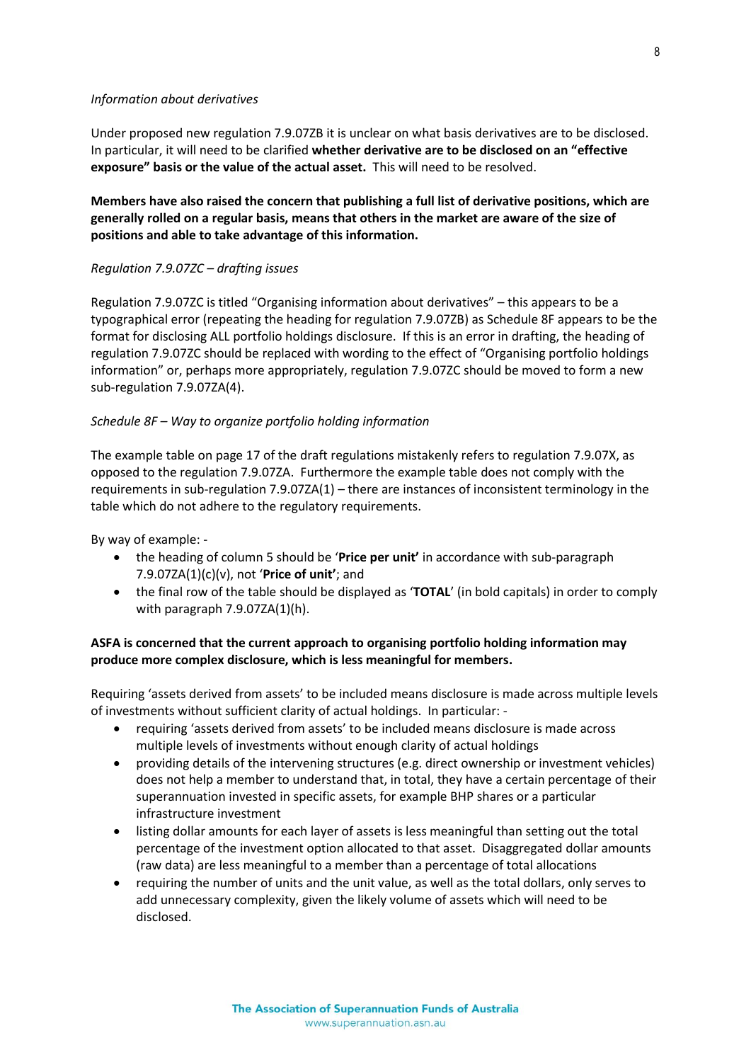*Information about derivatives*

Under proposed new regulation 7.9.07ZB it is unclear on what basis derivatives are to be disclosed. In particular, it will need to be clarified **whether derivative are to be disclosed on an "effective exposure" basis or the value of the actual asset.** This will need to be resolved.

**Members have also raised the concern that publishing a full list of derivative positions, which are generally rolled on a regular basis, means that others in the market are aware of the size of positions and able to take advantage of this information.**

*Regulation 7.9.07ZC – drafting issues*

Regulation 7.9.07ZC is titled "Organising information about derivatives" – this appears to be a typographical error (repeating the heading for regulation 7.9.07ZB) as Schedule 8F appears to be the format for disclosing ALL portfolio holdings disclosure. If this is an error in drafting, the heading of regulation 7.9.07ZC should be replaced with wording to the effect of "Organising portfolio holdings information" or, perhaps more appropriately, regulation 7.9.07ZC should be moved to form a new sub-regulation 7.9.07ZA(4).

*Schedule 8F – Way to organize portfolio holding information*

The example table on page 17 of the draft regulations mistakenly refers to regulation 7.9.07X, as opposed to the regulation 7.9.07ZA. Furthermore the example table does not comply with the requirements in sub-regulation 7.9.07ZA(1) – there are instances of inconsistent terminology in the table which do not adhere to the regulatory requirements.

By way of example: -

- the heading of column 5 should be '**Price per unit'** in accordance with sub-paragraph 7.9.07ZA(1)(c)(v), not '**Price of unit'**; and
- the final row of the table should be displayed as '**TOTAL**' (in bold capitals) in order to comply with paragraph 7.9.07ZA(1)(h).

**ASFA is concerned that the current approach to organising portfolio holding information may produce more complex disclosure, which is less meaningful for members.**

Requiring 'assets derived from assets' to be included means disclosure is made across multiple levels of investments without sufficient clarity of actual holdings. In particular: -

- requiring 'assets derived from assets' to be included means disclosure is made across multiple levels of investments without enough clarity of actual holdings
- providing details of the intervening structures (e.g. direct ownership or investment vehicles) does not help a member to understand that, in total, they have a certain percentage of their superannuation invested in specific assets, for example BHP shares or a particular infrastructure investment
- listing dollar amounts for each layer of assets is less meaningful than setting out the total percentage of the investment option allocated to that asset. Disaggregated dollar amounts (raw data) are less meaningful to a member than a percentage of total allocations
- requiring the number of units and the unit value, as well as the total dollars, only serves to add unnecessary complexity, given the likely volume of assets which will need to be disclosed.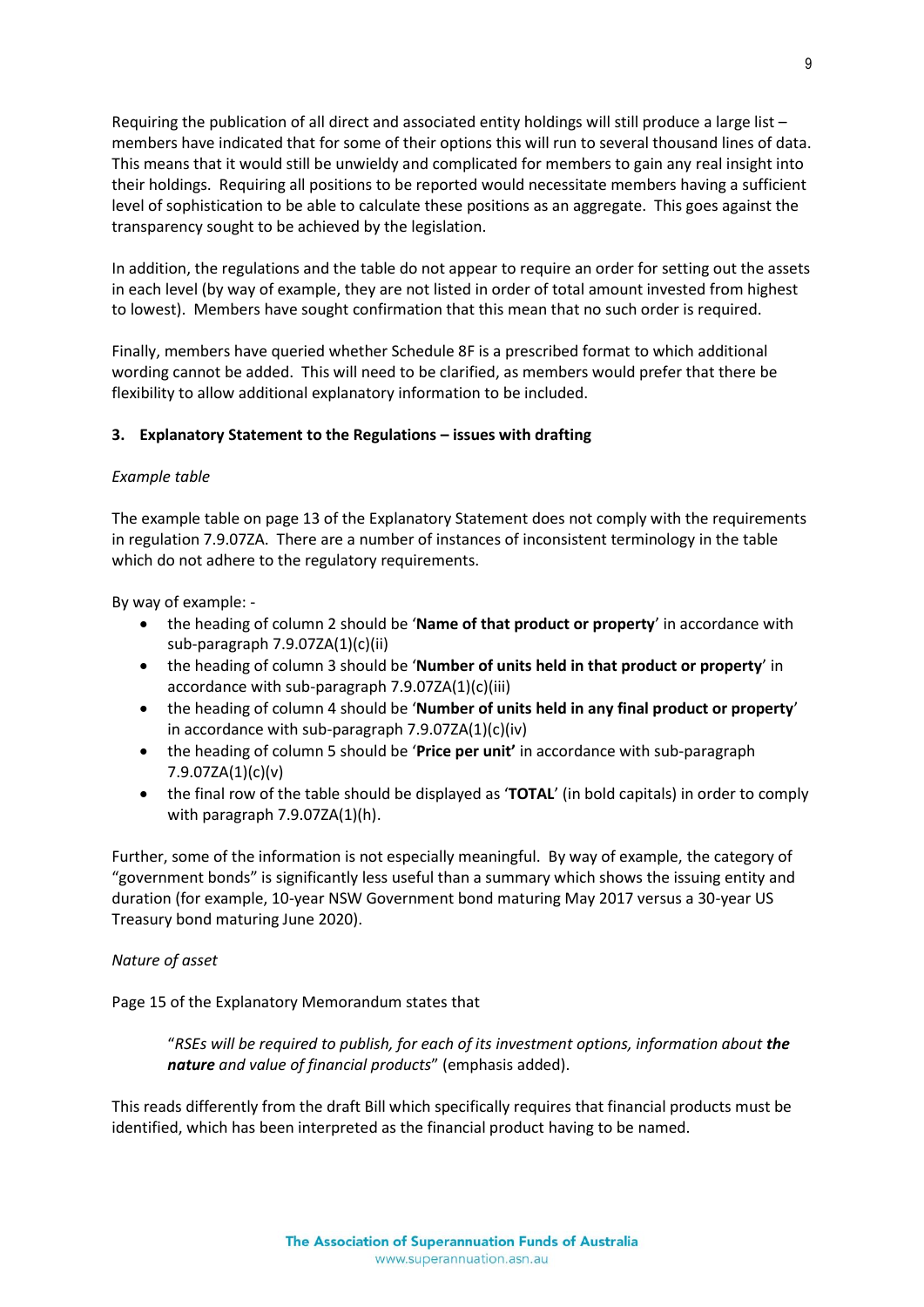Requiring the publication of all direct and associated entity holdings will still produce a large list – members have indicated that for some of their options this will run to several thousand lines of data. This means that it would still be unwieldy and complicated for members to gain any real insight into their holdings. Requiring all positions to be reported would necessitate members having a sufficient level of sophistication to be able to calculate these positions as an aggregate. This goes against the transparency sought to be achieved by the legislation.

In addition, the regulations and the table do not appear to require an order for setting out the assets in each level (by way of example, they are not listed in order of total amount invested from highest to lowest). Members have sought confirmation that this mean that no such order is required.

Finally, members have queried whether Schedule 8F is a prescribed format to which additional wording cannot be added. This will need to be clarified, as members would prefer that there be flexibility to allow additional explanatory information to be included.

### 3. Explanatory Statement to the Regulations – issues with drafting

*Example table*

The example table on page 13 of the Explanatory Statement does not comply with the requirements in regulation 7.9.07ZA. There are a number of instances of inconsistent terminology in the table which do not adhere to the regulatory requirements.

By way of example: -

- the heading of column 2 should be '**Name of that product or property**' in accordance with sub-paragraph 7.9.07ZA(1)(c)(ii)
- the heading of column 3 should be '**Number of units held in that product or property**' in accordance with sub-paragraph 7.9.07ZA(1)(c)(iii)
- the heading of column 4 should be '**Number of units held in any final product or property**' in accordance with sub-paragraph 7.9.07ZA(1)(c)(iv)
- the heading of column 5 should be '**Price per unit'** in accordance with sub-paragraph 7.9.07ZA(1)(c)(v)
- the final row of the table should be displayed as '**TOTAL**' (in bold capitals) in order to comply with paragraph 7.9.07ZA(1)(h).

Further, some of the information is not especially meaningful. By way of example, the category of "government bonds" is significantly less useful than a summary which shows the issuing entity and duration (for example, 10-year NSW Government bond maturing May 2017 versus a 30-year US Treasury bond maturing June 2020).

*Nature of asset*

Page 15 of the Explanatory Memorandum states that

> "*RSEs will be required to publish, for each of its investment options, information about* ***the nature*** *and value of financial products*" (emphasis added).

This reads differently from the draft Bill which specifically requires that financial products must be identified, which has been interpreted as the financial product having to be named.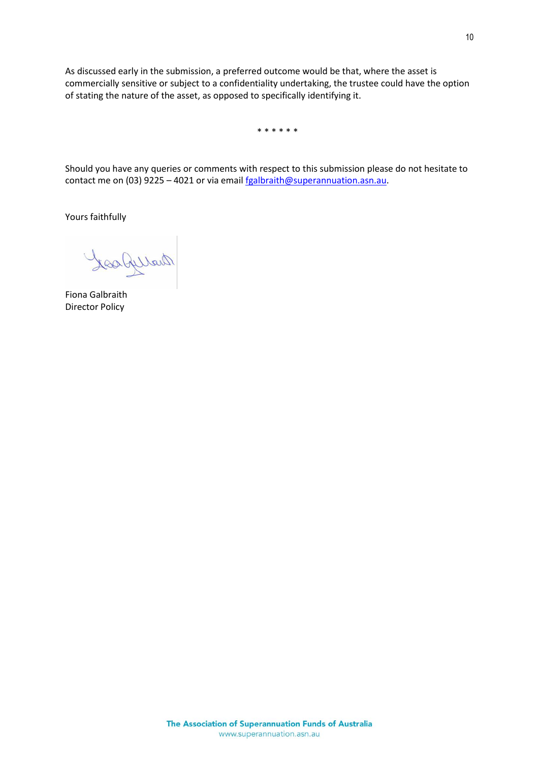As discussed early in the submission, a preferred outcome would be that, where the asset is commercially sensitive or subject to a confidentiality undertaking, the trustee could have the option of stating the nature of the asset, as opposed to specifically identifying it.

* * * * * *

Should you have any queries or comments with respect to this submission please do not hesitate to contact me on (03) 9225 – 4021 or via email fgalbraith@superannuation.asn.au.

Yours faithfully

Fiona Galbraith
Director Policy